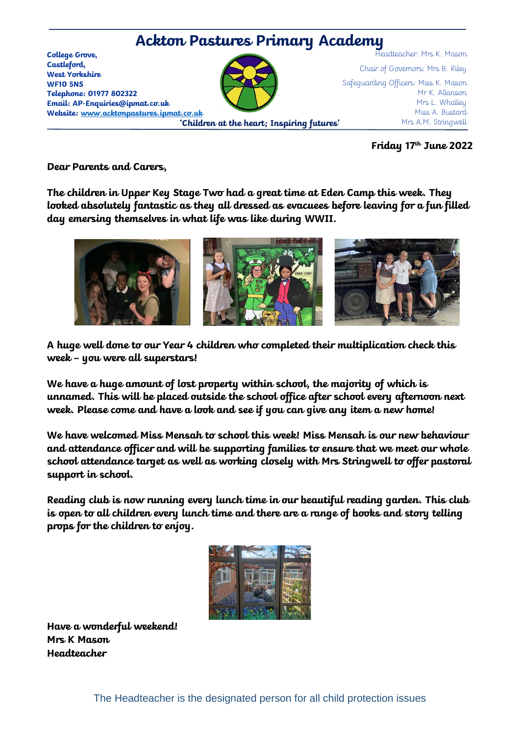# Ackton Pastures Primary Academy

**College Grove,**
**Castleford,**
**West Yorkshire**
**WF10 5NS**
**Telephone: 01977 802322**
**Email: AP-Enquiries@ipmat.co.uk**
**Website: www.acktonpastures.ipmat.co.uk**

Headteacher: Mrs K. Mason
Chair of Governors: Mrs B. Riley
Safeguarding Officers: Miss K. Mason
Mr K. Allanson
Mrs L. Whalley
Miss A. Bustard
Mrs A.M. Stringwell

**'Children at the heart; Inspiring futures'**

**Friday 17th June 2022**

**Dear Parents and Carers,**

**The children in Upper Key Stage Two had a great time at Eden Camp this week. They looked absolutely fantastic as they all dressed as evacuees before leaving for a fun filled day emersing themselves in what life was like during WWII.**

**A huge well done to our Year 4 children who completed their multiplication check this week – you were all superstars!**

**We have a huge amount of lost property within school, the majority of which is unnamed. This will be placed outside the school office after school every afternoon next week. Please come and have a look and see if you can give any item a new home!**

**We have welcomed Miss Mensah to school this week! Miss Mensah is our new behaviour and attendance officer and will be supporting families to ensure that we meet our whole school attendance target as well as working closely with Mrs Stringwell to offer pastoral support in school.**

**Reading club is now running every lunch time in our beautiful reading garden. This club is open to all children every lunch time and there are a range of books and story telling props for the children to enjoy.**

**Have a wonderful weekend!**
**Mrs K Mason**
**Headteacher**

The Headteacher is the designated person for all child protection issues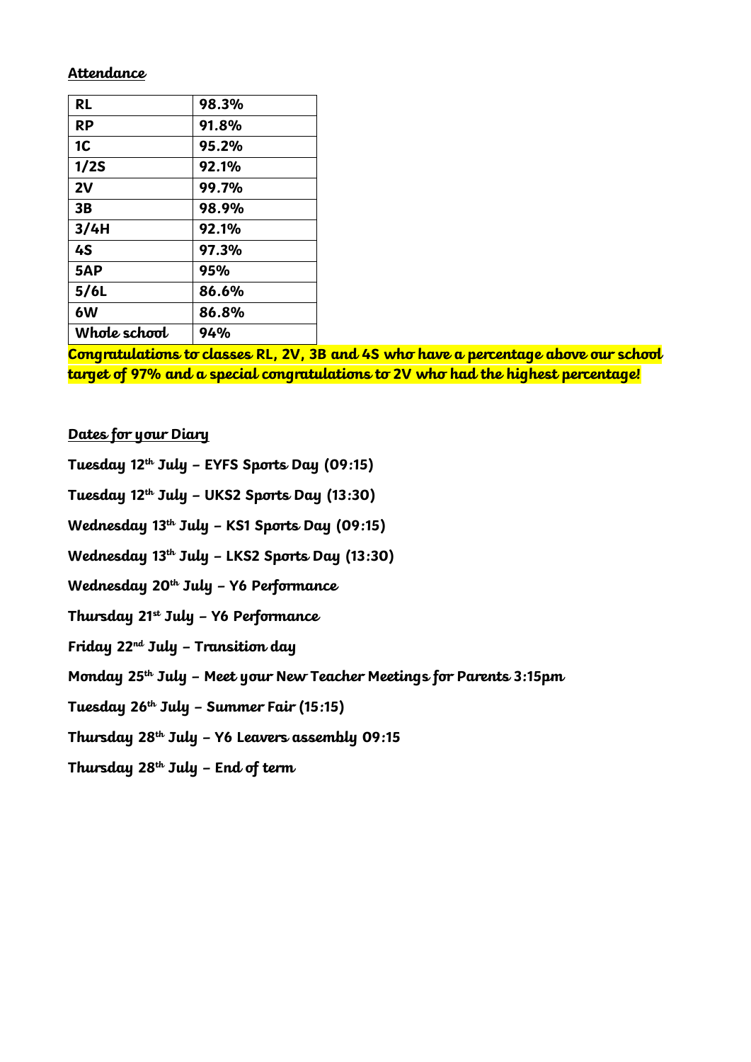## Attendance

| | |
|---|---|
| **RL** | **98.3%** |
| **RP** | **91.8%** |
| **1C** | **95.2%** |
| **1/2S** | **92.1%** |
| **2V** | **99.7%** |
| **3B** | **98.9%** |
| **3/4H** | **92.1%** |
| **4S** | **97.3%** |
| **5AP** | **95%** |
| **5/6L** | **86.6%** |
| **6W** | **86.8%** |
| **Whole school** | **94%** |

**Congratulations to classes RL, 2V, 3B and 4S who have a percentage above our school target of 97% and a special congratulations to 2V who had the highest percentage!**

## Dates for your Diary

**Tuesday 12th July – EYFS Sports Day (09:15)**

**Tuesday 12th July – UKS2 Sports Day (13:30)**

**Wednesday 13th July – KS1 Sports Day (09:15)**

**Wednesday 13th July – LKS2 Sports Day (13:30)**

**Wednesday 20th July – Y6 Performance**

**Thursday 21st July – Y6 Performance**

**Friday 22nd July – Transition day**

**Monday 25th July – Meet your New Teacher Meetings for Parents 3:15pm**

**Tuesday 26th July – Summer Fair (15:15)**

**Thursday 28th July – Y6 Leavers assembly 09:15**

**Thursday 28th July – End of term**